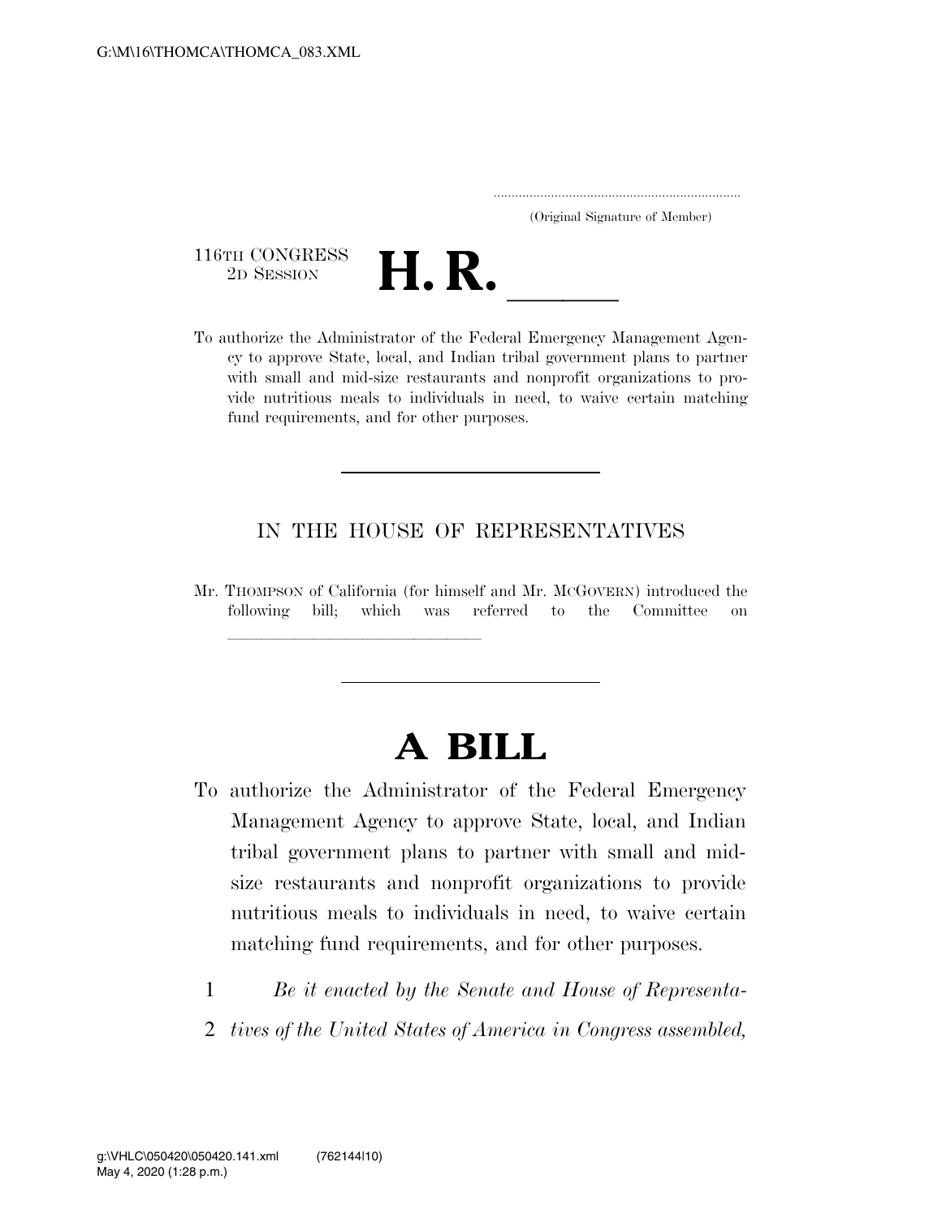(Original Signature of Member)

116TH CONGRESS
2D SESSION

# H. R. \_\_\_\_\_\_

To authorize the Administrator of the Federal Emergency Management Agency to approve State, local, and Indian tribal government plans to partner with small and mid-size restaurants and nonprofit organizations to provide nutritious meals to individuals in need, to waive certain matching fund requirements, and for other purposes.

---

IN THE HOUSE OF REPRESENTATIVES

Mr. THOMPSON of California (for himself and Mr. MCGOVERN) introduced the following bill; which was referred to the Committee on \_\_\_\_\_\_\_\_\_\_\_\_\_\_\_\_\_\_\_\_\_\_\_\_\_\_\_\_\_\_

---

# A BILL

To authorize the Administrator of the Federal Emergency Management Agency to approve State, local, and Indian tribal government plans to partner with small and mid-size restaurants and nonprofit organizations to provide nutritious meals to individuals in need, to waive certain matching fund requirements, and for other purposes.

1 *Be it enacted by the Senate and House of Representa-*
2 *tives of the United States of America in Congress assembled,*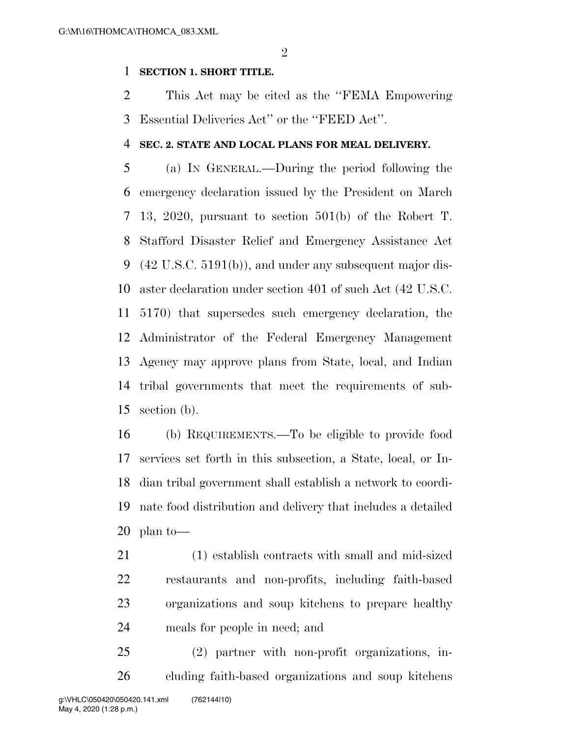**SECTION 1. SHORT TITLE.**

This Act may be cited as the ''FEMA Empowering Essential Deliveries Act'' or the ''FEED Act''.

**SEC. 2. STATE AND LOCAL PLANS FOR MEAL DELIVERY.**

(a) IN GENERAL.—During the period following the emergency declaration issued by the President on March 13, 2020, pursuant to section 501(b) of the Robert T. Stafford Disaster Relief and Emergency Assistance Act (42 U.S.C. 5191(b)), and under any subsequent major disaster declaration under section 401 of such Act (42 U.S.C. 5170) that supersedes such emergency declaration, the Administrator of the Federal Emergency Management Agency may approve plans from State, local, and Indian tribal governments that meet the requirements of subsection (b).

(b) REQUIREMENTS.—To be eligible to provide food services set forth in this subsection, a State, local, or Indian tribal government shall establish a network to coordinate food distribution and delivery that includes a detailed plan to—

(1) establish contracts with small and mid-sized restaurants and non-profits, including faith-based organizations and soup kitchens to prepare healthy meals for people in need; and

(2) partner with non-profit organizations, including faith-based organizations and soup kitchens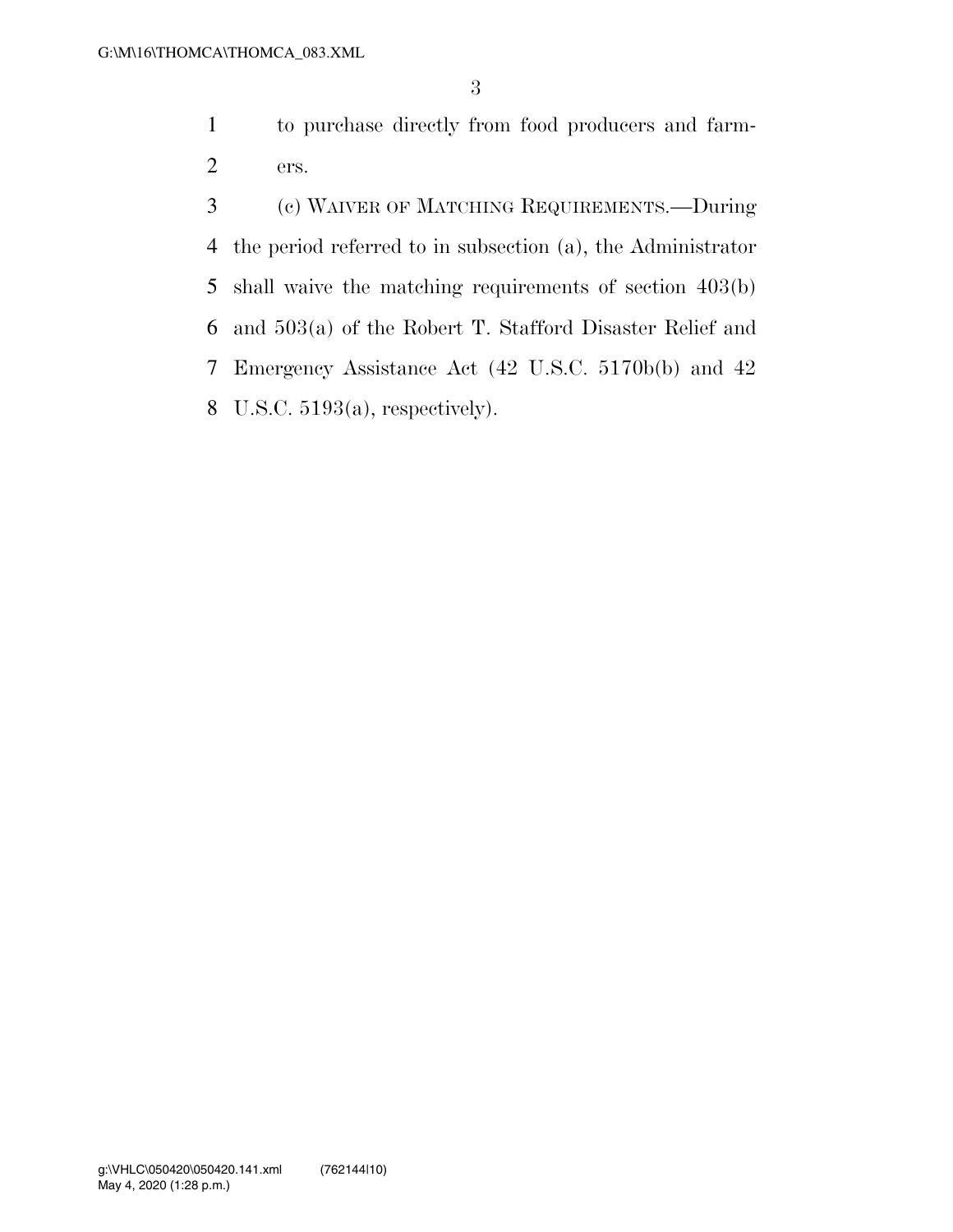to purchase directly from food producers and farmers.

(c) WAIVER OF MATCHING REQUIREMENTS.—During the period referred to in subsection (a), the Administrator shall waive the matching requirements of section 403(b) and 503(a) of the Robert T. Stafford Disaster Relief and Emergency Assistance Act (42 U.S.C. 5170b(b) and 42 U.S.C. 5193(a), respectively).